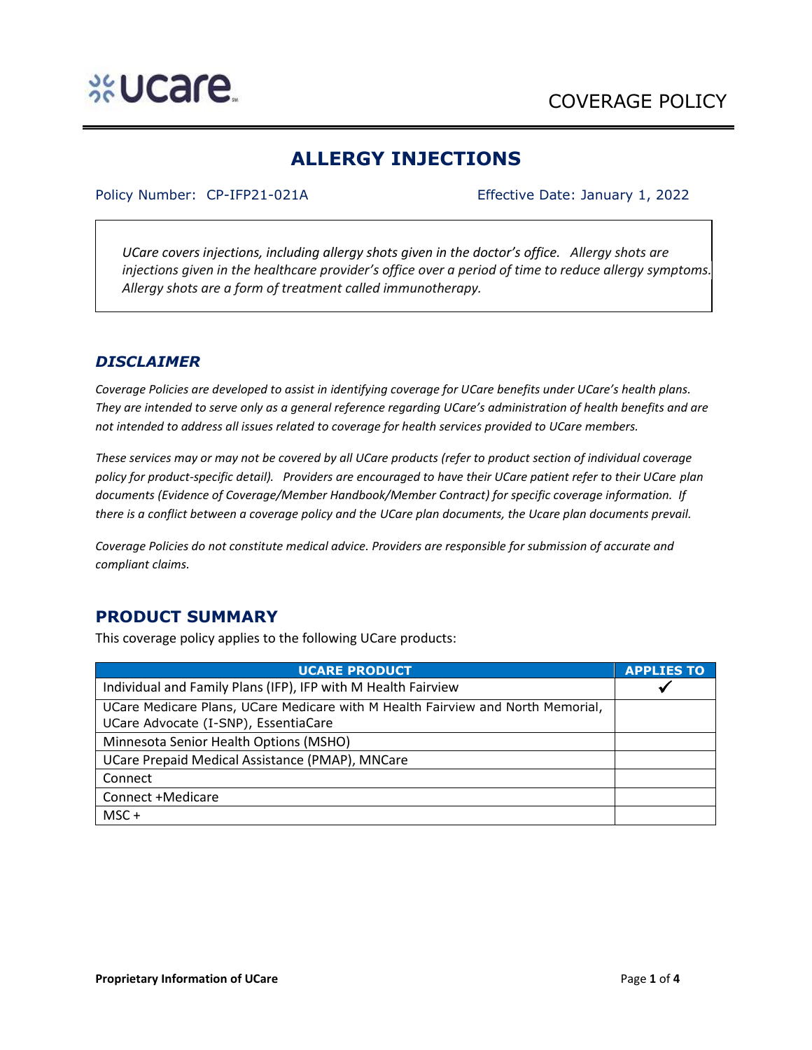COVERAGE POLICY

# ALLERGY INJECTIONS

Policy Number: CP-IFP21-021A

Effective Date: January 1, 2022

*UCare covers injections, including allergy shots given in the doctor's office. Allergy shots are injections given in the healthcare provider's office over a period of time to reduce allergy symptoms. Allergy shots are a form of treatment called immunotherapy.*

## *DISCLAIMER*

*Coverage Policies are developed to assist in identifying coverage for UCare benefits under UCare's health plans. They are intended to serve only as a general reference regarding UCare's administration of health benefits and are not intended to address all issues related to coverage for health services provided to UCare members.*

*These services may or may not be covered by all UCare products (refer to product section of individual coverage policy for product-specific detail). Providers are encouraged to have their UCare patient refer to their UCare plan documents (Evidence of Coverage/Member Handbook/Member Contract) for specific coverage information. If there is a conflict between a coverage policy and the UCare plan documents, the Ucare plan documents prevail.*

*Coverage Policies do not constitute medical advice. Providers are responsible for submission of accurate and compliant claims.*

## PRODUCT SUMMARY

This coverage policy applies to the following UCare products:

| UCARE PRODUCT | APPLIES TO |
|---|---|
| Individual and Family Plans (IFP), IFP with M Health Fairview | ✓ |
| UCare Medicare Plans, UCare Medicare with M Health Fairview and North Memorial, UCare Advocate (I-SNP), EssentiaCare | |
| Minnesota Senior Health Options (MSHO) | |
| UCare Prepaid Medical Assistance (PMAP), MNCare | |
| Connect | |
| Connect +Medicare | |
| MSC + | |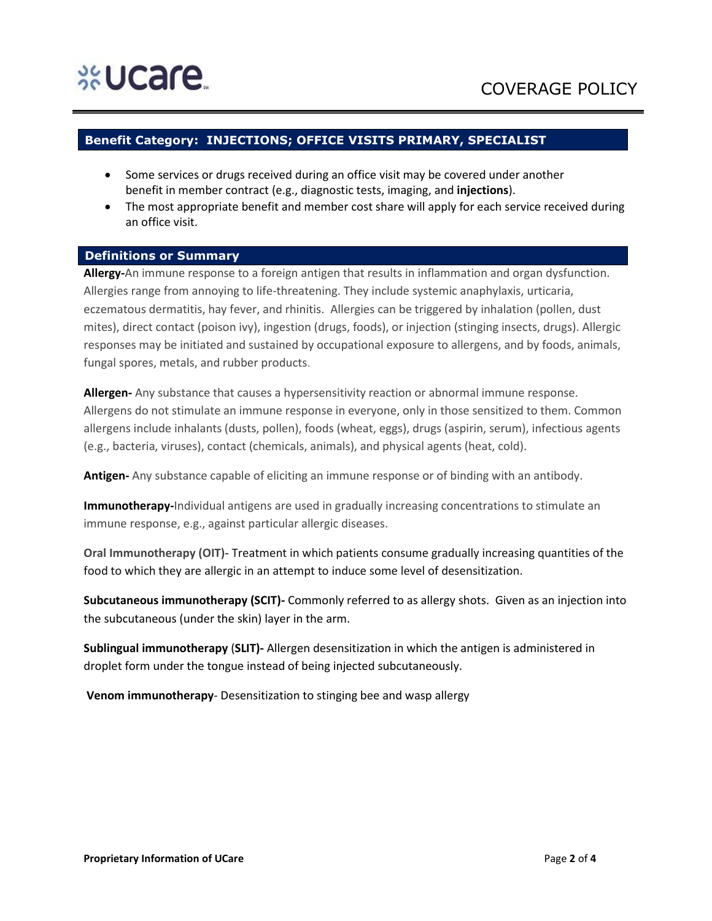## Benefit Category: INJECTIONS; OFFICE VISITS PRIMARY, SPECIALIST

- Some services or drugs received during an office visit may be covered under another benefit in member contract (e.g., diagnostic tests, imaging, and **injections**).
- The most appropriate benefit and member cost share will apply for each service received during an office visit.

## Definitions or Summary

**Allergy-**An immune response to a foreign antigen that results in inflammation and organ dysfunction. Allergies range from annoying to life-threatening. They include systemic anaphylaxis, urticaria, eczematous dermatitis, hay fever, and rhinitis. Allergies can be triggered by inhalation (pollen, dust mites), direct contact (poison ivy), ingestion (drugs, foods), or injection (stinging insects, drugs). Allergic responses may be initiated and sustained by occupational exposure to allergens, and by foods, animals, fungal spores, metals, and rubber products.

**Allergen-** Any substance that causes a hypersensitivity reaction or abnormal immune response. Allergens do not stimulate an immune response in everyone, only in those sensitized to them. Common allergens include inhalants (dusts, pollen), foods (wheat, eggs), drugs (aspirin, serum), infectious agents (e.g., bacteria, viruses), contact (chemicals, animals), and physical agents (heat, cold).

**Antigen-** Any substance capable of eliciting an immune response or of binding with an antibody.

**Immunotherapy-**Individual antigens are used in gradually increasing concentrations to stimulate an immune response, e.g., against particular allergic diseases.

**Oral Immunotherapy (OIT)-** Treatment in which patients consume gradually increasing quantities of the food to which they are allergic in an attempt to induce some level of desensitization.

**Subcutaneous immunotherapy (SCIT)-** Commonly referred to as allergy shots. Given as an injection into the subcutaneous (under the skin) layer in the arm.

**Sublingual immunotherapy (SLIT)-** Allergen desensitization in which the antigen is administered in droplet form under the tongue instead of being injected subcutaneously.

**Venom immunotherapy**- Desensitization to stinging bee and wasp allergy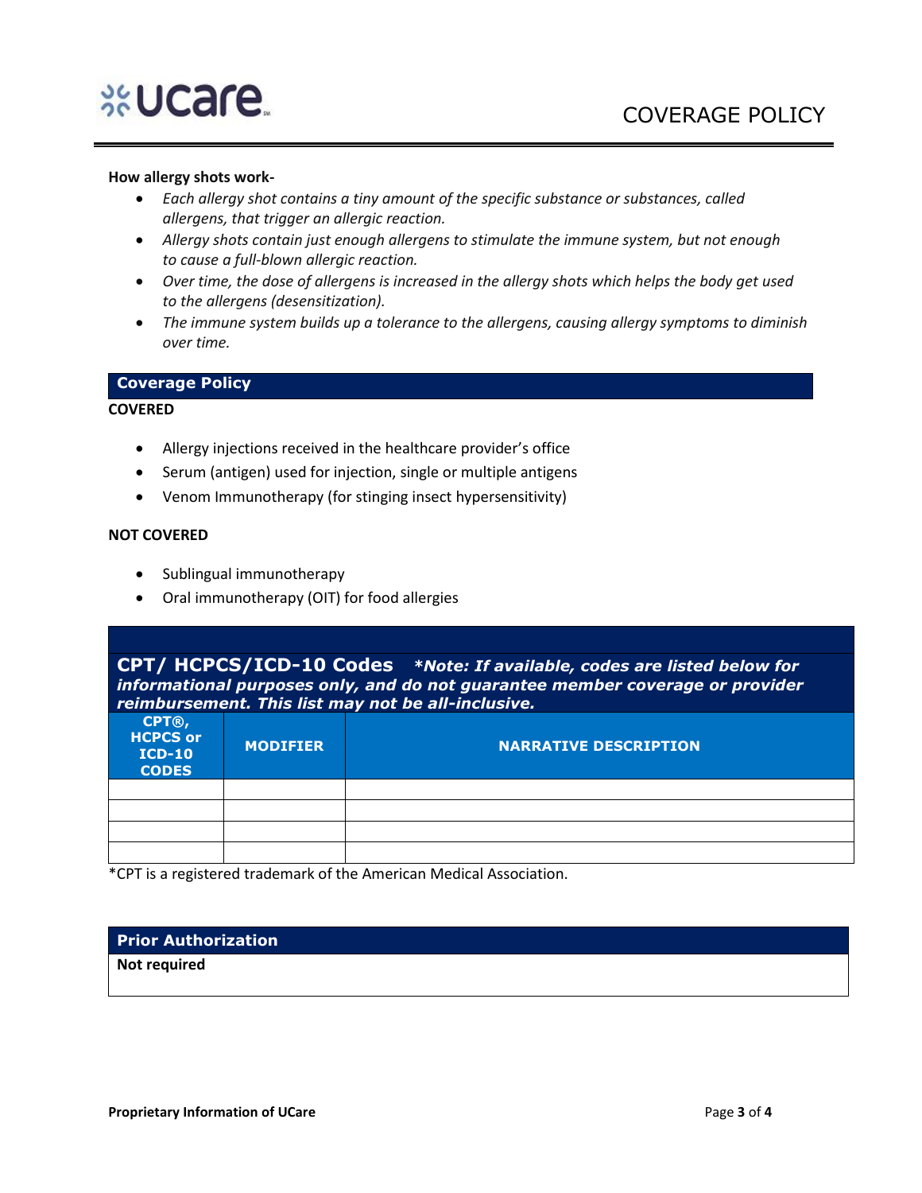**How allicy shots work-**

- *Each allergy shot contains a tiny amount of the specific substance or substances, called allergens, that trigger an allergic reaction.*
- *Allergy shots contain just enough allergens to stimulate the immune system, but not enough to cause a full-blown allergic reaction.*
- *Over time, the dose of allergens is increased in the allergy shots which helps the body get used to the allergens (desensitization).*
- *The immune system builds up a tolerance to the allergens, causing allergy symptoms to diminish over time.*

## Coverage Policy

**COVERED**

- Allergy injections received in the healthcare provider's office
- Serum (antigen) used for injection, single or multiple antigens
- Venom Immunotherapy (for stinging insect hypersensitivity)

**NOT COVERED**

- Sublingual immunotherapy
- Oral immunotherapy (OIT) for food allergies

## CPT/ HCPCS/ICD-10 Codes

***Note: If available, codes are listed below for informational purposes only, and do not guarantee member coverage or provider reimbursement. This list may not be all-inclusive.***

| CPT®, HCPCS or ICD-10 CODES | MODIFIER | NARRATIVE DESCRIPTION |
|---|---|---|
| | | |
| | | |
| | | |
| | | |

*CPT is a registered trademark of the American Medical Association.

## Prior Authorization

**Not required**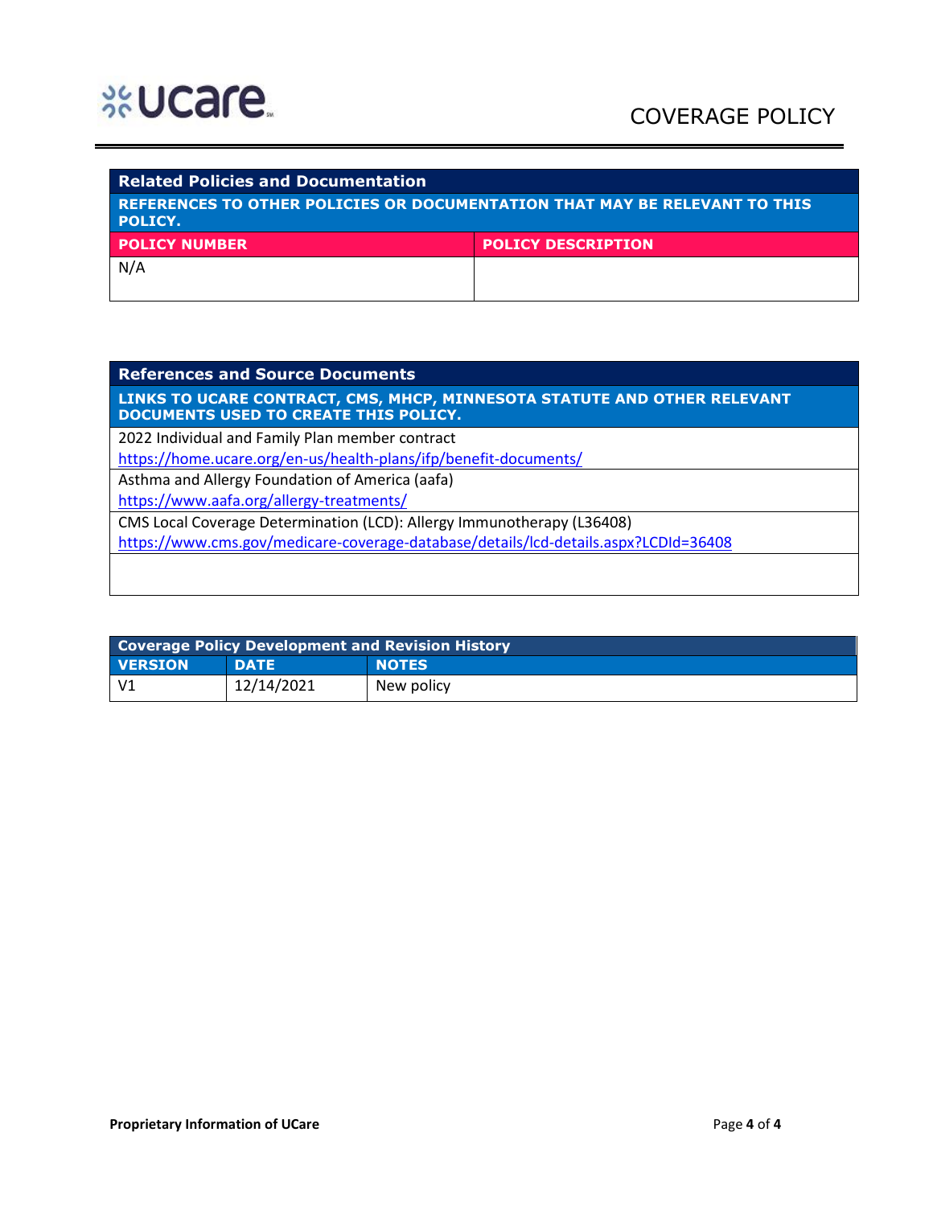## Related Policies and Documentation

**REFERENCES TO OTHER POLICIES OR DOCUMENTATION THAT MAY BE RELEVANT TO THIS POLICY.**

| POLICY NUMBER | POLICY DESCRIPTION |
| --- | --- |
| N/A | |

## References and Source Documents

**LINKS TO UCARE CONTRACT, CMS, MHCP, MINNESOTA STATUTE AND OTHER RELEVANT DOCUMENTS USED TO CREATE THIS POLICY.**

| |
| --- |
| 2022 Individual and Family Plan member contract<br>https://home.ucare.org/en-us/health-plans/ifp/benefit-documents/ |
| Asthma and Allergy Foundation of America (aafa)<br>https://www.aafa.org/allergy-treatments/ |
| CMS Local Coverage Determination (LCD): Allergy Immunotherapy (L36408)<br>https://www.cms.gov/medicare-coverage-database/details/lcd-details.aspx?LCDId=36408 |
| |

## Coverage Policy Development and Revision History

| VERSION | DATE | NOTES |
| --- | --- | --- |
| V1 | 12/14/2021 | New policy |

**Proprietary Information of UCare**